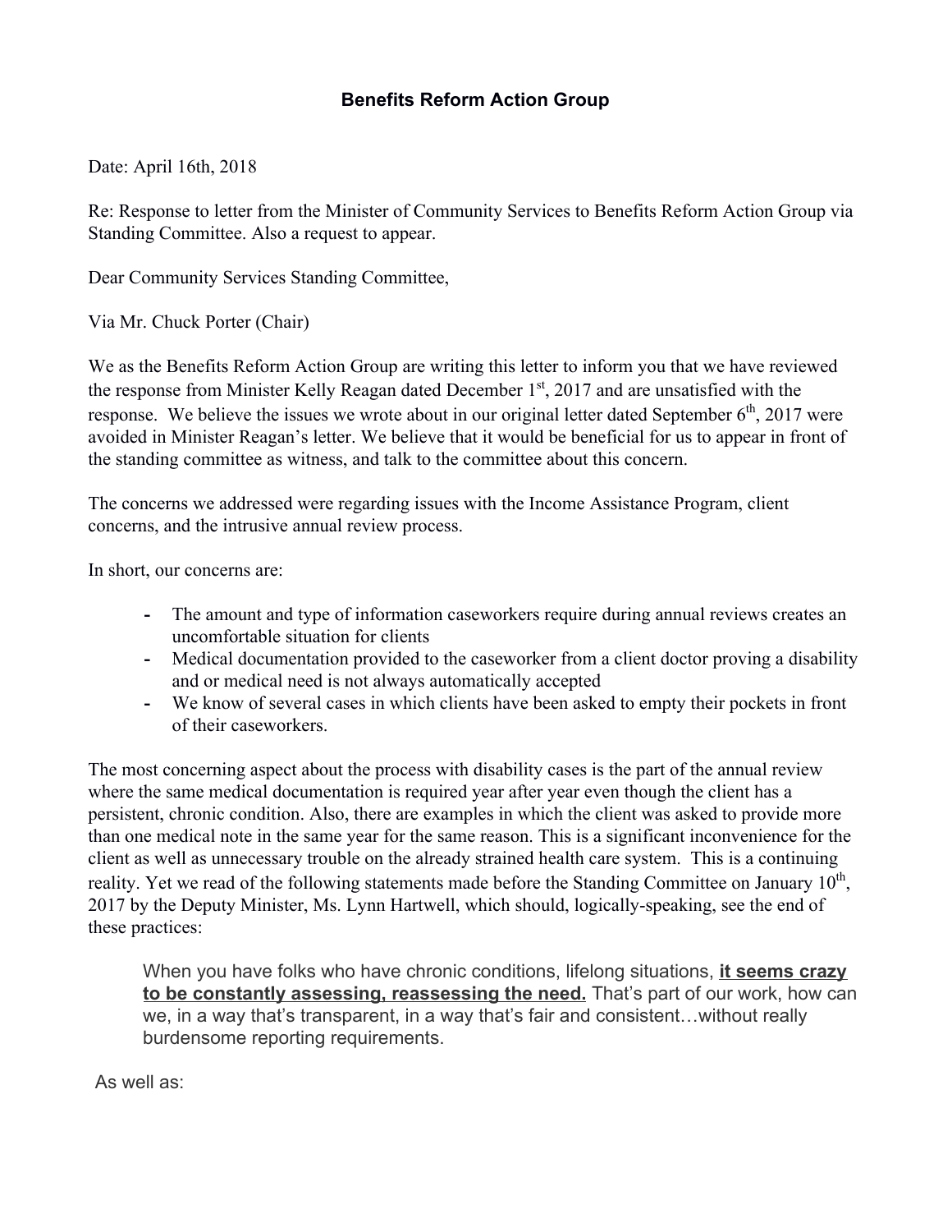# Benefits Reform Action Group

Date: April 16th, 2018

Re: Response to letter from the Minister of Community Services to Benefits Reform Action Group via Standing Committee. Also a request to appear.

Dear Community Services Standing Committee,

Via Mr. Chuck Porter (Chair)

We as the Benefits Reform Action Group are writing this letter to inform you that we have reviewed the response from Minister Kelly Reagan dated December 1st, 2017 and are unsatisfied with the response. We believe the issues we wrote about in our original letter dated September 6th, 2017 were avoided in Minister Reagan's letter. We believe that it would be beneficial for us to appear in front of the standing committee as witness, and talk to the committee about this concern.

The concerns we addressed were regarding issues with the Income Assistance Program, client concerns, and the intrusive annual review process.

In short, our concerns are:

- The amount and type of information caseworkers require during annual reviews creates an uncomfortable situation for clients
- Medical documentation provided to the caseworker from a client doctor proving a disability and or medical need is not always automatically accepted
- We know of several cases in which clients have been asked to empty their pockets in front of their caseworkers.

The most concerning aspect about the process with disability cases is the part of the annual review where the same medical documentation is required year after year even though the client has a persistent, chronic condition. Also, there are examples in which the client was asked to provide more than one medical note in the same year for the same reason. This is a significant inconvenience for the client as well as unnecessary trouble on the already strained health care system. This is a continuing reality. Yet we read of the following statements made before the Standing Committee on January 10th, 2017 by the Deputy Minister, Ms. Lynn Hartwell, which should, logically-speaking, see the end of these practices:

> When you have folks who have chronic conditions, lifelong situations, **it seems crazy to be constantly assessing, reassessing the need.** That's part of our work, how can we, in a way that's transparent, in a way that's fair and consistent…without really burdensome reporting requirements.

As well as: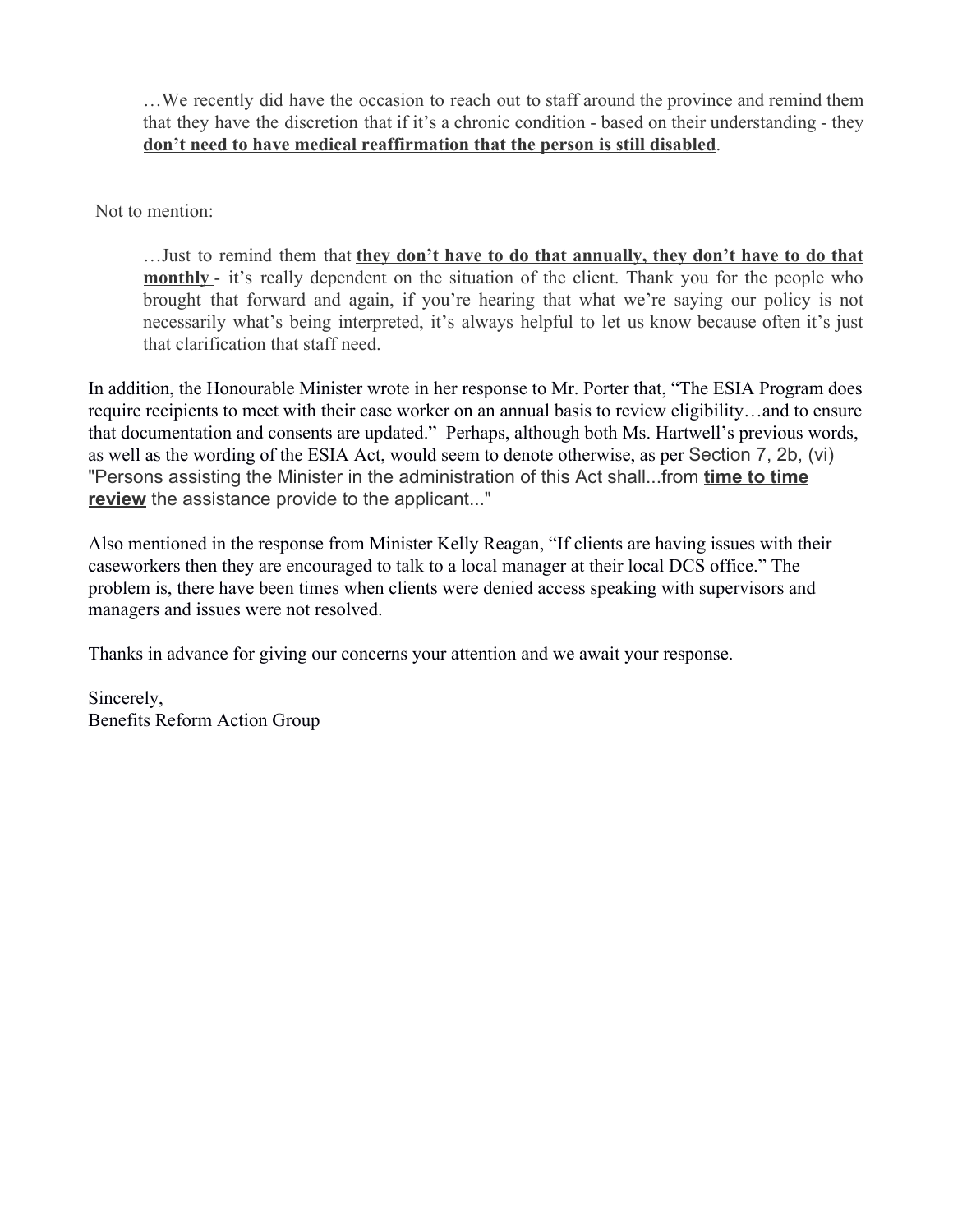> …We recently did have the occasion to reach out to staff around the province and remind them that they have the discretion that if it's a chronic condition - based on their understanding - they **<u>don't need to have medical reaffirmation that the person is still disabled</u>**.

Not to mention:

> …Just to remind them that **<u>they don't have to do that annually, they don't have to do that monthly</u>** - it's really dependent on the situation of the client. Thank you for the people who brought that forward and again, if you're hearing that what we're saying our policy is not necessarily what's being interpreted, it's always helpful to let us know because often it's just that clarification that staff need.

In addition, the Honourable Minister wrote in her response to Mr. Porter that, "The ESIA Program does require recipients to meet with their case worker on an annual basis to review eligibility…and to ensure that documentation and consents are updated." Perhaps, although both Ms. Hartwell's previous words, as well as the wording of the ESIA Act, would seem to denote otherwise, as per Section 7, 2b, (vi) "Persons assisting the Minister in the administration of this Act shall...from **<u>time to time review</u>** the assistance provide to the applicant..."

Also mentioned in the response from Minister Kelly Reagan, "If clients are having issues with their caseworkers then they are encouraged to talk to a local manager at their local DCS office." The problem is, there have been times when clients were denied access speaking with supervisors and managers and issues were not resolved.

Thanks in advance for giving our concerns your attention and we await your response.

Sincerely,
Benefits Reform Action Group